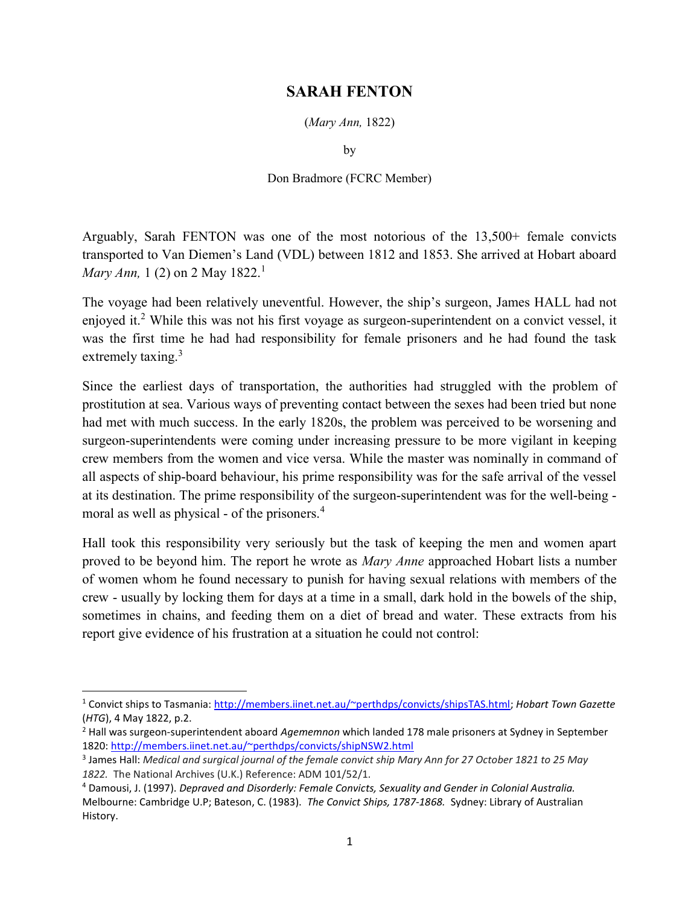# SARAH FENTON

(*Mary Ann,* 1822)

by

Don Bradmore (FCRC Member)

Arguably, Sarah FENTON was one of the most notorious of the 13,500+ female convicts transported to Van Diemen's Land (VDL) between 1812 and 1853. She arrived at Hobart aboard *Mary Ann,* 1 (2) on 2 May 1822.[1]

The voyage had been relatively uneventful. However, the ship's surgeon, James HALL had not enjoyed it.[2] While this was not his first voyage as surgeon-superintendent on a convict vessel, it was the first time he had had responsibility for female prisoners and he had found the task extremely taxing.[3]

Since the earliest days of transportation, the authorities had struggled with the problem of prostitution at sea. Various ways of preventing contact between the sexes had been tried but none had met with much success. In the early 1820s, the problem was perceived to be worsening and surgeon-superintendents were coming under increasing pressure to be more vigilant in keeping crew members from the women and vice versa. While the master was nominally in command of all aspects of ship-board behaviour, his prime responsibility was for the safe arrival of the vessel at its destination. The prime responsibility of the surgeon-superintendent was for the well-being - moral as well as physical - of the prisoners.[4]

Hall took this responsibility very seriously but the task of keeping the men and women apart proved to be beyond him. The report he wrote as *Mary Anne* approached Hobart lists a number of women whom he found necessary to punish for having sexual relations with members of the crew - usually by locking them for days at a time in a small, dark hold in the bowels of the ship, sometimes in chains, and feeding them on a diet of bread and water. These extracts from his report give evidence of his frustration at a situation he could not control:

---

[1] Convict ships to Tasmania: http://members.iinet.net.au/~perthdps/convicts/shipsTAS.html; *Hobart Town Gazette* (*HTG*), 4 May 1822, p.2.

[2] Hall was surgeon-superintendent aboard *Agememnon* which landed 178 male prisoners at Sydney in September 1820: http://members.iinet.net.au/~perthdps/convicts/shipNSW2.html

[3] James Hall: *Medical and surgical journal of the female convict ship Mary Ann for 27 October 1821 to 25 May 1822.* The National Archives (U.K.) Reference: ADM 101/52/1.

[4] Damousi, J. (1997). *Depraved and Disorderly: Female Convicts, Sexuality and Gender in Colonial Australia.* Melbourne: Cambridge U.P; Bateson, C. (1983). *The Convict Ships, 1787-1868.* Sydney: Library of Australian History.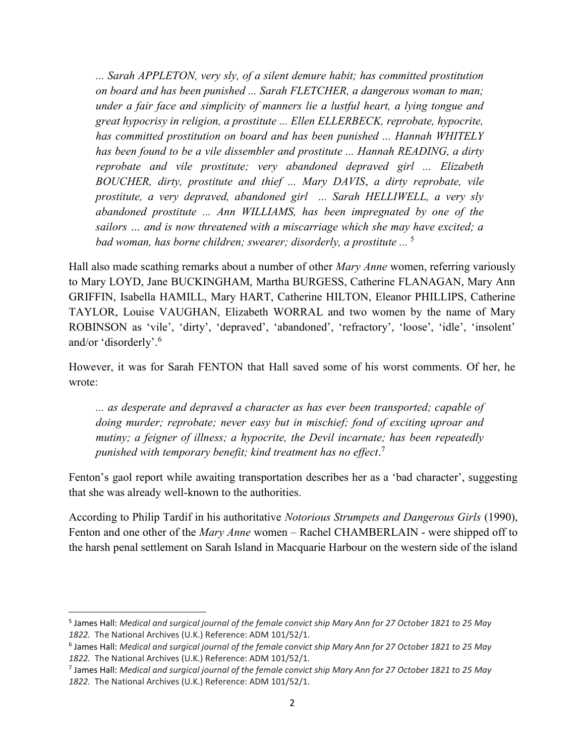> *... Sarah APPLETON, very sly, of a silent demure habit; has committed prostitution on board and has been punished ... Sarah FLETCHER, a dangerous woman to man; under a fair face and simplicity of manners lie a lustful heart, a lying tongue and great hypocrisy in religion, a prostitute ... Ellen ELLERBECK, reprobate, hypocrite, has committed prostitution on board and has been punished ... Hannah WHITELY has been found to be a vile dissembler and prostitute ... Hannah READING, a dirty reprobate and vile prostitute; very abandoned depraved girl ... Elizabeth BOUCHER, dirty, prostitute and thief ... Mary DAVIS, a dirty reprobate, vile prostitute, a very depraved, abandoned girl ... Sarah HELLIWELL, a very sly abandoned prostitute ... Ann WILLIAMS, has been impregnated by one of the sailors … and is now threatened with a miscarriage which she may have excited; a bad woman, has borne children; swearer; disorderly, a prostitute ...* [5]

Hall also made scathing remarks about a number of other *Mary Anne* women, referring variously to Mary LOYD, Jane BUCKINGHAM, Martha BURGESS, Catherine FLANAGAN, Mary Ann GRIFFIN, Isabella HAMILL, Mary HART, Catherine HILTON, Eleanor PHILLIPS, Catherine TAYLOR, Louise VAUGHAN, Elizabeth WORRAL and two women by the name of Mary ROBINSON as 'vile', 'dirty', 'depraved', 'abandoned', 'refractory', 'loose', 'idle', 'insolent' and/or 'disorderly'.[6]

However, it was for Sarah FENTON that Hall saved some of his worst comments. Of her, he wrote:

> *... as desperate and depraved a character as has ever been transported; capable of doing murder; reprobate; never easy but in mischief; fond of exciting uproar and mutiny; a feigner of illness; a hypocrite, the Devil incarnate; has been repeatedly punished with temporary benefit; kind treatment has no effect*.[7]

Fenton's gaol report while awaiting transportation describes her as a 'bad character', suggesting that she was already well-known to the authorities.

According to Philip Tardif in his authoritative *Notorious Strumpets and Dangerous Girls* (1990), Fenton and one other of the *Mary Anne* women – Rachel CHAMBERLAIN - were shipped off to the harsh penal settlement on Sarah Island in Macquarie Harbour on the western side of the island

---

[5] James Hall: *Medical and surgical journal of the female convict ship Mary Ann for 27 October 1821 to 25 May 1822.* The National Archives (U.K.) Reference: ADM 101/52/1.

[6] James Hall: *Medical and surgical journal of the female convict ship Mary Ann for 27 October 1821 to 25 May 1822.* The National Archives (U.K.) Reference: ADM 101/52/1.

[7] James Hall: *Medical and surgical journal of the female convict ship Mary Ann for 27 October 1821 to 25 May 1822.* The National Archives (U.K.) Reference: ADM 101/52/1.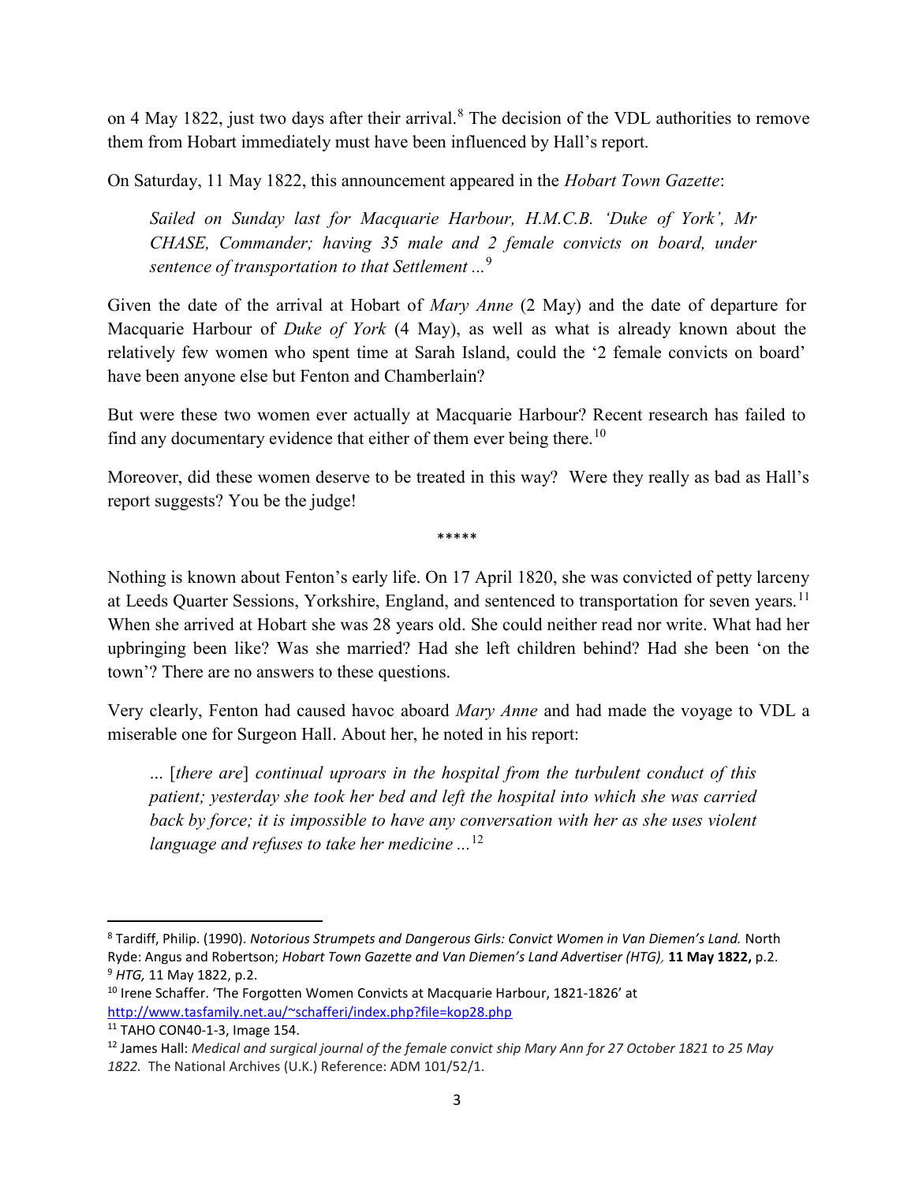on 4 May 1822, just two days after their arrival.[8] The decision of the VDL authorities to remove them from Hobart immediately must have been influenced by Hall's report.

On Saturday, 11 May 1822, this announcement appeared in the *Hobart Town Gazette*:

> *Sailed on Sunday last for Macquarie Harbour, H.M.C.B. 'Duke of York', Mr CHASE, Commander; having 35 male and 2 female convicts on board, under sentence of transportation to that Settlement ...*[9]

Given the date of the arrival at Hobart of *Mary Anne* (2 May) and the date of departure for Macquarie Harbour of *Duke of York* (4 May), as well as what is already known about the relatively few women who spent time at Sarah Island, could the '2 female convicts on board' have been anyone else but Fenton and Chamberlain?

But were these two women ever actually at Macquarie Harbour? Recent research has failed to find any documentary evidence that either of them ever being there.[10]

Moreover, did these women deserve to be treated in this way? Were they really as bad as Hall's report suggests? You be the judge!

\*\*\*\*\*

Nothing is known about Fenton's early life. On 17 April 1820, she was convicted of petty larceny at Leeds Quarter Sessions, Yorkshire, England, and sentenced to transportation for seven years.[11] When she arrived at Hobart she was 28 years old. She could neither read nor write. What had her upbringing been like? Was she married? Had she left children behind? Had she been 'on the town'? There are no answers to these questions.

Very clearly, Fenton had caused havoc aboard *Mary Anne* and had made the voyage to VDL a miserable one for Surgeon Hall. About her, he noted in his report:

> ... [*there are*] *continual uproars in the hospital from the turbulent conduct of this patient; yesterday she took her bed and left the hospital into which she was carried back by force; it is impossible to have any conversation with her as she uses violent language and refuses to take her medicine ...*[12]

---

[8] Tardiff, Philip. (1990). *Notorious Strumpets and Dangerous Girls: Convict Women in Van Diemen's Land.* North Ryde: Angus and Robertson; *Hobart Town Gazette and Van Diemen's Land Advertiser (HTG),* **11 May 1822,** p.2.
[9] *HTG,* 11 May 1822, p.2.
[10] Irene Schaffer. 'The Forgotten Women Convicts at Macquarie Harbour, 1821-1826' at http://www.tasfamily.net.au/~schafferi/index.php?file=kop28.php
[11] TAHO CON40-1-3, Image 154.
[12] James Hall: *Medical and surgical journal of the female convict ship Mary Ann for 27 October 1821 to 25 May 1822.* The National Archives (U.K.) Reference: ADM 101/52/1.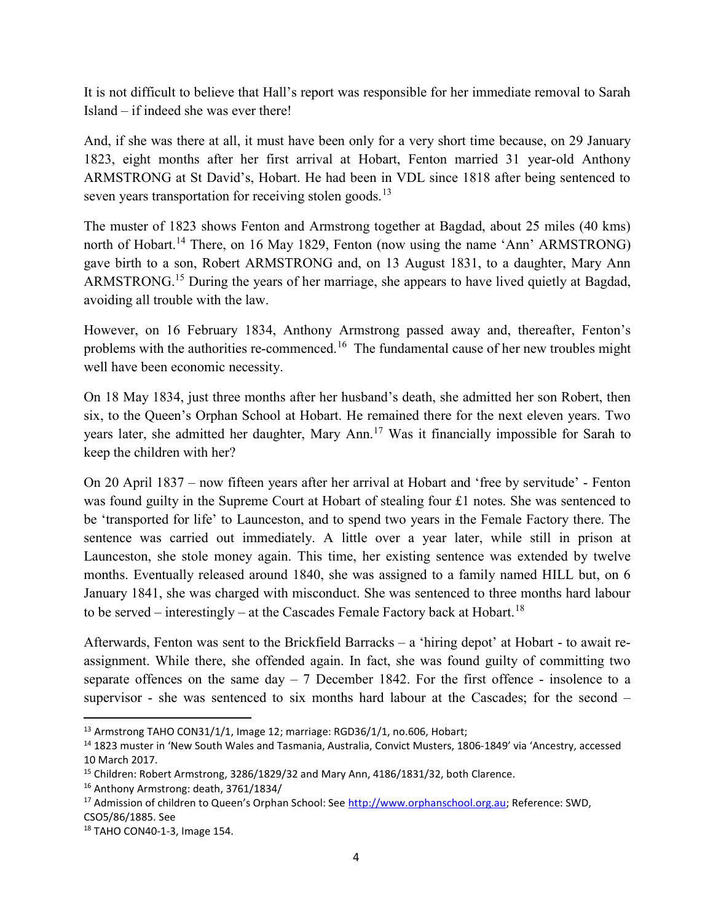It is not difficult to believe that Hall's report was responsible for her immediate removal to Sarah Island – if indeed she was ever there!

And, if she was there at all, it must have been only for a very short time because, on 29 January 1823, eight months after her first arrival at Hobart, Fenton married 31 year-old Anthony ARMSTRONG at St David's, Hobart. He had been in VDL since 1818 after being sentenced to seven years transportation for receiving stolen goods.[13]

The muster of 1823 shows Fenton and Armstrong together at Bagdad, about 25 miles (40 kms) north of Hobart.[14] There, on 16 May 1829, Fenton (now using the name 'Ann' ARMSTRONG) gave birth to a son, Robert ARMSTRONG and, on 13 August 1831, to a daughter, Mary Ann ARMSTRONG.[15] During the years of her marriage, she appears to have lived quietly at Bagdad, avoiding all trouble with the law.

However, on 16 February 1834, Anthony Armstrong passed away and, thereafter, Fenton's problems with the authorities re-commenced.[16] The fundamental cause of her new troubles might well have been economic necessity.

On 18 May 1834, just three months after her husband's death, she admitted her son Robert, then six, to the Queen's Orphan School at Hobart. He remained there for the next eleven years. Two years later, she admitted her daughter, Mary Ann.[17] Was it financially impossible for Sarah to keep the children with her?

On 20 April 1837 – now fifteen years after her arrival at Hobart and 'free by servitude' - Fenton was found guilty in the Supreme Court at Hobart of stealing four £1 notes. She was sentenced to be 'transported for life' to Launceston, and to spend two years in the Female Factory there. The sentence was carried out immediately. A little over a year later, while still in prison at Launceston, she stole money again. This time, her existing sentence was extended by twelve months. Eventually released around 1840, she was assigned to a family named HILL but, on 6 January 1841, she was charged with misconduct. She was sentenced to three months hard labour to be served – interestingly – at the Cascades Female Factory back at Hobart.[18]

Afterwards, Fenton was sent to the Brickfield Barracks – a 'hiring depot' at Hobart - to await re-assignment. While there, she offended again. In fact, she was found guilty of committing two separate offences on the same day – 7 December 1842. For the first offence - insolence to a supervisor - she was sentenced to six months hard labour at the Cascades; for the second –

---

[13] Armstrong TAHO CON31/1/1, Image 12; marriage: RGD36/1/1, no.606, Hobart;

[14] 1823 muster in 'New South Wales and Tasmania, Australia, Convict Musters, 1806-1849' via 'Ancestry, accessed 10 March 2017.

[15] Children: Robert Armstrong, 3286/1829/32 and Mary Ann, 4186/1831/32, both Clarence.

[16] Anthony Armstrong: death, 3761/1834/

[17] Admission of children to Queen's Orphan School: See http://www.orphanschool.org.au; Reference: SWD, CSO5/86/1885. See

[18] TAHO CON40-1-3, Image 154.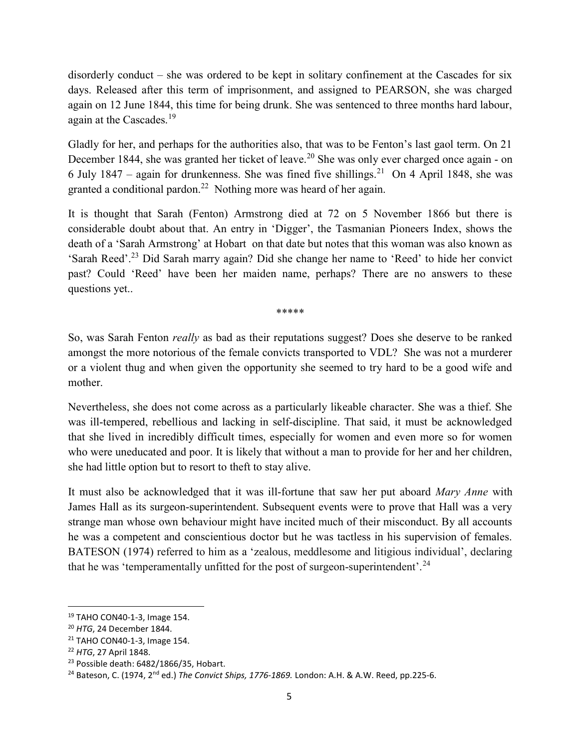disorderly conduct – she was ordered to be kept in solitary confinement at the Cascades for six days. Released after this term of imprisonment, and assigned to PEARSON, she was charged again on 12 June 1844, this time for being drunk. She was sentenced to three months hard labour, again at the Cascades.[19]

Gladly for her, and perhaps for the authorities also, that was to be Fenton's last gaol term. On 21 December 1844, she was granted her ticket of leave.[20] She was only ever charged once again - on 6 July 1847 – again for drunkenness. She was fined five shillings.[21] On 4 April 1848, she was granted a conditional pardon.[22] Nothing more was heard of her again.

It is thought that Sarah (Fenton) Armstrong died at 72 on 5 November 1866 but there is considerable doubt about that. An entry in 'Digger', the Tasmanian Pioneers Index, shows the death of a 'Sarah Armstrong' at Hobart on that date but notes that this woman was also known as 'Sarah Reed'.[23] Did Sarah marry again? Did she change her name to 'Reed' to hide her convict past? Could 'Reed' have been her maiden name, perhaps? There are no answers to these questions yet..

\*\*\*\*\*

So, was Sarah Fenton *really* as bad as their reputations suggest? Does she deserve to be ranked amongst the more notorious of the female convicts transported to VDL? She was not a murderer or a violent thug and when given the opportunity she seemed to try hard to be a good wife and mother.

Nevertheless, she does not come across as a particularly likeable character. She was a thief. She was ill-tempered, rebellious and lacking in self-discipline. That said, it must be acknowledged that she lived in incredibly difficult times, especially for women and even more so for women who were uneducated and poor. It is likely that without a man to provide for her and her children, she had little option but to resort to theft to stay alive.

It must also be acknowledged that it was ill-fortune that saw her put aboard *Mary Anne* with James Hall as its surgeon-superintendent. Subsequent events were to prove that Hall was a very strange man whose own behaviour might have incited much of their misconduct. By all accounts he was a competent and conscientious doctor but he was tactless in his supervision of females. BATESON (1974) referred to him as a 'zealous, meddlesome and litigious individual', declaring that he was 'temperamentally unfitted for the post of surgeon-superintendent'.[24]

---

[19] TAHO CON40-1-3, Image 154.

[20] *HTG*, 24 December 1844.

[21] TAHO CON40-1-3, Image 154.

[22] *HTG*, 27 April 1848.

[23] Possible death: 6482/1866/35, Hobart.

[24] Bateson, C. (1974, 2nd ed.) *The Convict Ships, 1776-1869.* London: A.H. & A.W. Reed, pp.225-6.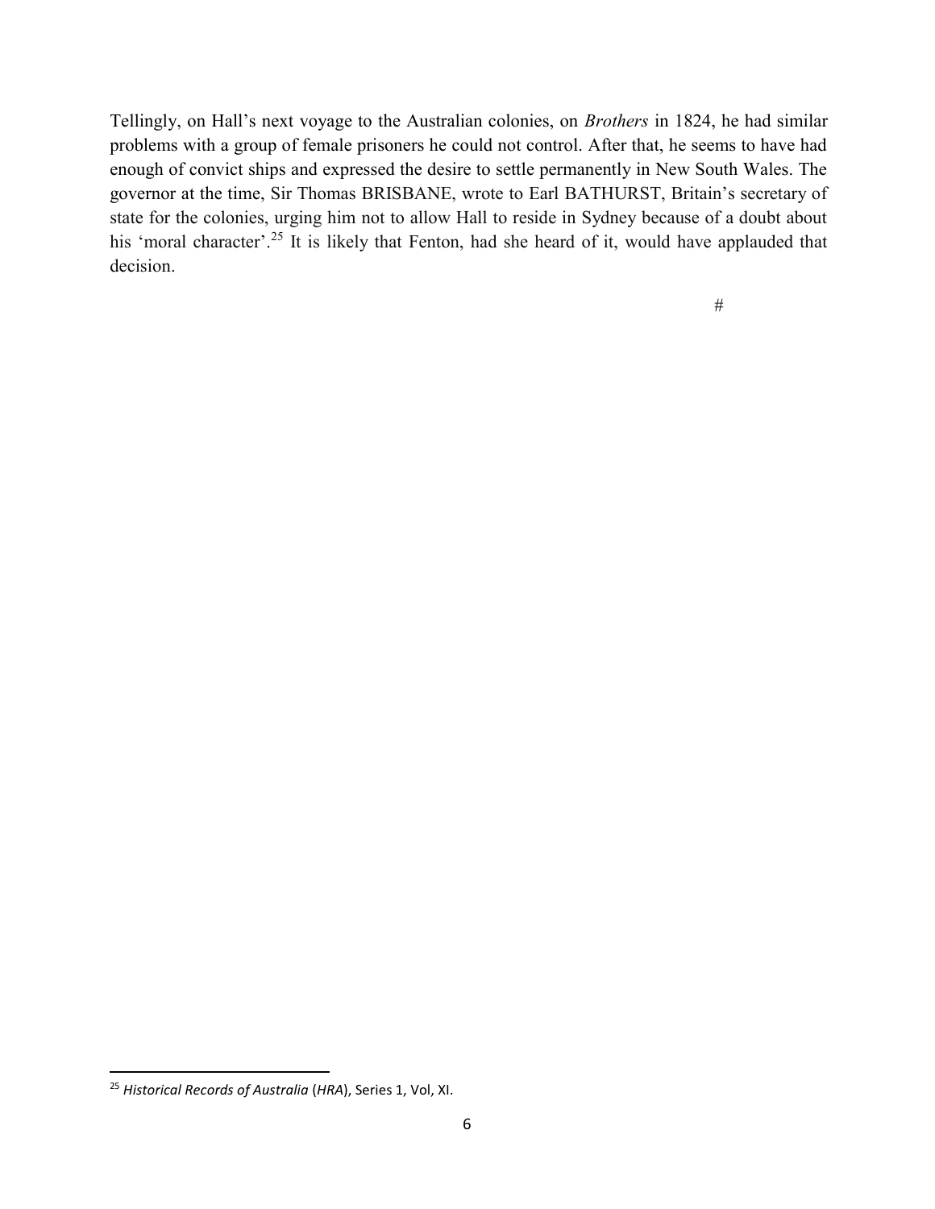Tellingly, on Hall's next voyage to the Australian colonies, on *Brothers* in 1824, he had similar problems with a group of female prisoners he could not control. After that, he seems to have had enough of convict ships and expressed the desire to settle permanently in New South Wales. The governor at the time, Sir Thomas BRISBANE, wrote to Earl BATHURST, Britain's secretary of state for the colonies, urging him not to allow Hall to reside in Sydney because of a doubt about his 'moral character'.[25] It is likely that Fenton, had she heard of it, would have applauded that decision.

#

[25] *Historical Records of Australia* (*HRA*), Series 1, Vol, XI.